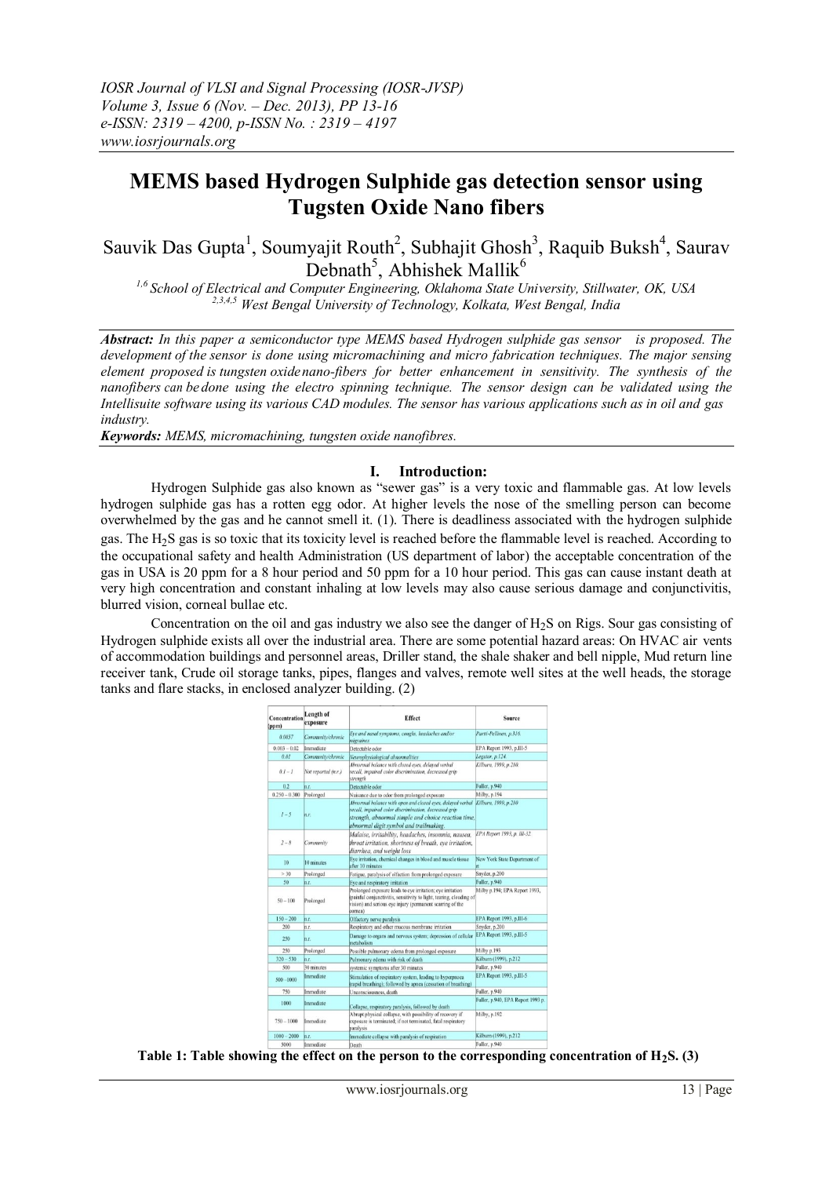# MEMS based Hydrogen Sulphide gas detection sensor using Tugsten Oxide Nano fibers

Sauvik Das Gupta[1], Soumyajit Routh[2], Subhajit Ghosh[3], Raquib Buksh[4], Saurav Debnath[5], Abhishek Mallik[6]

[1,6] *School of Electrical and Computer Engineering, Oklahoma State University, Stillwater, OK, USA*
[2,3,4,5] *West Bengal University of Technology, Kolkata, West Bengal, India*

***Abstract:*** *In this paper a semiconductor type MEMS based Hydrogen sulphide gas sensor is proposed. The development of the sensor is done using micromachining and micro fabrication techniques. The major sensing element proposed is tungsten oxide nano-fibers for better enhancement in sensitivity. The synthesis of the nanofibers can be done using the electro spinning technique. The sensor design can be validated using the Intellisuite software using its various CAD modules. The sensor has various applications such as in oil and gas industry.*

***Keywords:*** *MEMS, micromachining, tungsten oxide nanofibres.*

## I. Introduction:

Hydrogen Sulphide gas also known as "sewer gas" is a very toxic and flammable gas. At low levels hydrogen sulphide gas has a rotten egg odor. At higher levels the nose of the smelling person can become overwhelmed by the gas and he cannot smell it. (1). There is deadliness associated with the hydrogen sulphide gas. The $H_2S$ gas is so toxic that its toxicity level is reached before the flammable level is reached. According to the occupational safety and health Administration (US department of labor) the acceptable concentration of the gas in USA is 20 ppm for a 8 hour period and 50 ppm for a 10 hour period. This gas can cause instant death at very high concentration and constant inhaling at low levels may also cause serious damage and conjunctivitis, blurred vision, corneal bullae etc.

Concentration on the oil and gas industry we also see the danger of $H_2S$ on Rigs. Sour gas consisting of Hydrogen sulphide exists all over the industrial area. There are some potential hazard areas: On HVAC air vents of accommodation buildings and personnel areas, Driller stand, the shale shaker and bell nipple, Mud return line receiver tank, Crude oil storage tanks, pipes, flanges and valves, remote well sites at the well heads, the storage tanks and flare stacks, in enclosed analyzer building. (2)

| Concentration (ppm) | Length of exposure | Effect | Source |
|---|---|---|---|
| 0.0057 | Community/chronic | Eye and nasal symptoms, cough, headaches and/or migraines | Partti-Pellinen, p.316. |
| 0.003 – 0.02 | Immediate | Detectable odor | EPA Report 1993, p.III-5 |
| 0.01 | Community/chronic | Neurophysiological abnormalities | Legator, p.124. |
| 0.1 – 1 | Not reported (n.r.) | Abnormal balance with closed eyes, delayed verbal recall, impaired color discrimination, decreased grip strength | Kilburn, 1999, p.210. |
| 0.2 | n.r. | Detectable odor | Fuller, p.940 |
| 0.250 – 0.300 | Prolonged | Nuisance due to odor from prolonged exposure | Milby, p.194 |
| 1 – 5 | n.r. | Abnormal balance with open and closed eyes, delayed verbal recall, impaired color discrimination, decreased grip strength, abnormal simple and choice reaction time, abnormal digit symbol and trailmaking. | Kilburn, 1999, p.210 |
| 2 – 8 | Community | Malaise, irritability, headaches, insomnia, nausea, throat irritation, shortness of breath, eye irritation, diarrhea, and weight loss | EPA Report 1993, p. III-32 |
| 10 | 10 minutes | Eye irritation, chemical changes in blood and muscle tissue after 10 minutes | New York State Department of ... |
| > 30 | Prolonged | Fatigue, paralysis of olfaction from prolonged exposure | Snyder, p.200 |
| 50 | n.r. | Eye and respiratory irritation | Fuller, p.940 |
| 50 – 100 | Prolonged | Prolonged exposure leads to eye irritation; eye irritation (painful conjunctivitis, sensitivity to light, tearing, clouding of vision) and serious eye injury (permanent scarring of the cornea) | Milby p.194; EPA Report 1993, |
| 150 – 200 | n.r. | Olfactory nerve paralysis | EPA Report 1993, p.III-6 |
| 200 | n.r. | Respiratory and other mucous membrane irritation | Snyder, p.200 |
| 250 | n.r. | Damage to organs and nervous system; depression of cellular metabolism | EPA Report 1993, p.III-5 |
| 250 | Prolonged | Possible pulmonary edema from prolonged exposure | Milby p.193 |
| 320 – 530 | n.r. | Pulmonary edema with risk of death | Kilburn (1999), p.212 |
| 500 | 30 minutes | systemic symptoms after 30 minutes | Fuller, p.940 |
| 500 – 1000 | Immediate | Stimulation of respiratory system, leading to hyperpnoea (rapid breathing); followed by apnea (cessation of breathing) | EPA Report 1993, p.III-5 |
| 750 | Immediate | Unconsciousness, death | Fuller, p.940 |
| 1000 | Immediate | Collapse, respiratory paralysis, followed by death | Fuller, p.940, EPA Report 1993 p. |
| 750 – 1000 | Immediate | Abrupt physical collapse, with possibility of recovery if exposure is terminated; if not terminated, fatal respiratory paralysis | Milby, p.192 |
| 1000 – 2000 | n.r. | Immediate collapse with paralysis of respiration | Kilburn (1999), p.212 |
| 5000 | Immediate | Death | Fuller, p.940 |

**Table 1: Table showing the effect on the person to the corresponding concentration of $H_2S$. (3)**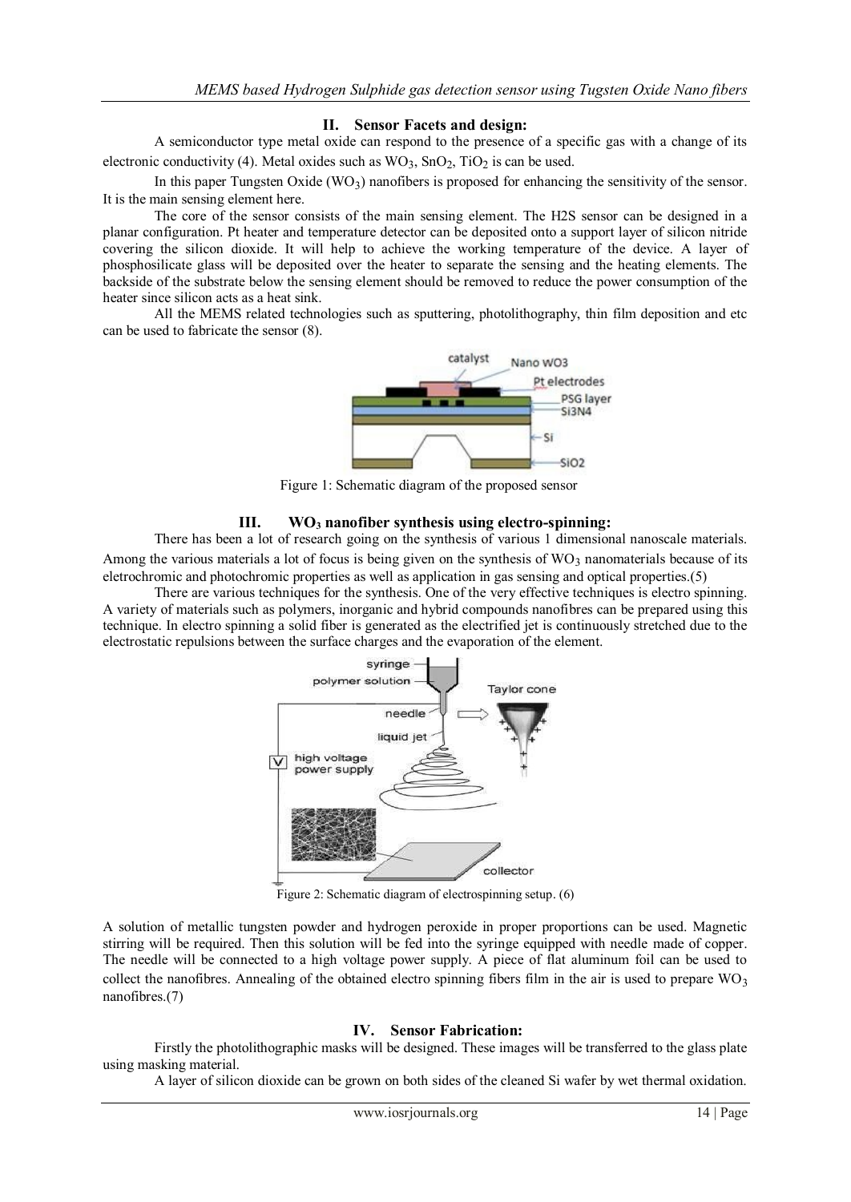## II. Sensor Facets and design:

A semiconductor type metal oxide can respond to the presence of a specific gas with a change of its electronic conductivity (4). Metal oxides such as $WO_3$, $SnO_2$, $TiO_2$ is can be used.

In this paper Tungsten Oxide ($WO_3$) nanofibers is proposed for enhancing the sensitivity of the sensor. It is the main sensing element here.

The core of the sensor consists of the main sensing element. The H2S sensor can be designed in a planar configuration. Pt heater and temperature detector can be deposited onto a support layer of silicon nitride covering the silicon dioxide. It will help to achieve the working temperature of the device. A layer of phosphosilicate glass will be deposited over the heater to separate the sensing and the heating elements. The backside of the substrate below the sensing element should be removed to reduce the power consumption of the heater since silicon acts as a heat sink.

All the MEMS related technologies such as sputtering, photolithography, thin film deposition and etc can be used to fabricate the sensor (8).

Figure 1: Schematic diagram of the proposed sensor

## III. $WO_3$ nanofiber synthesis using electro-spinning:

There has been a lot of research going on the synthesis of various 1 dimensional nanoscale materials. Among the various materials a lot of focus is being given on the synthesis of $WO_3$ nanomaterials because of its eletrochromic and photochromic properties as well as application in gas sensing and optical properties.(5)

There are various techniques for the synthesis. One of the very effective techniques is electro spinning. A variety of materials such as polymers, inorganic and hybrid compounds nanofibres can be prepared using this technique. In electro spinning a solid fiber is generated as the electrified jet is continuously stretched due to the electrostatic repulsions between the surface charges and the evaporation of the element.

Figure 2: Schematic diagram of electrospinning setup. (6)

A solution of metallic tungsten powder and hydrogen peroxide in proper proportions can be used. Magnetic stirring will be required. Then this solution will be fed into the syringe equipped with needle made of copper. The needle will be connected to a high voltage power supply. A piece of flat aluminum foil can be used to collect the nanofibres. Annealing of the obtained electro spinning fibers film in the air is used to prepare $WO_3$ nanofibres.(7)

## IV. Sensor Fabrication:

Firstly the photolithographic masks will be designed. These images will be transferred to the glass plate using masking material.

A layer of silicon dioxide can be grown on both sides of the cleaned Si wafer by wet thermal oxidation.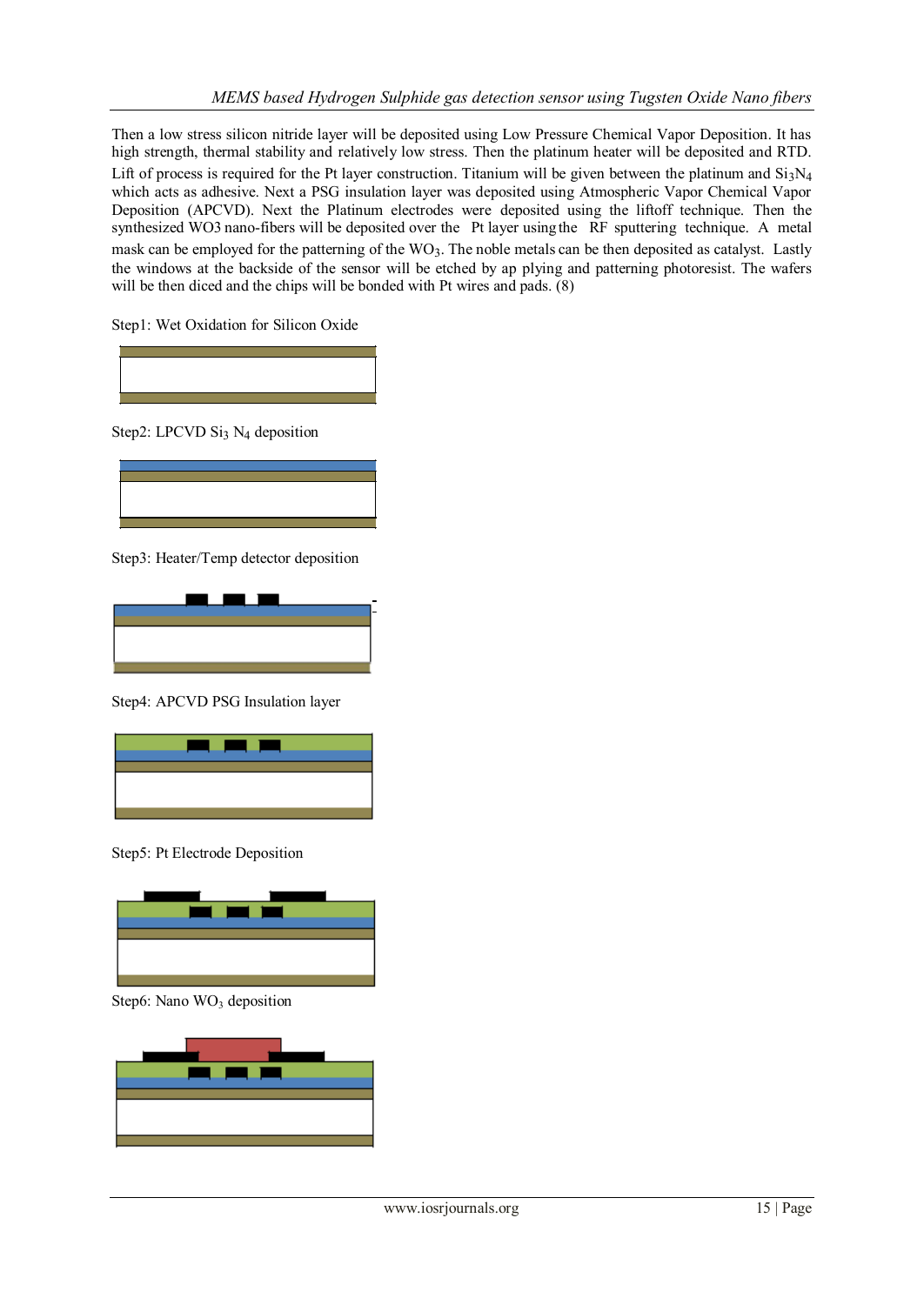Then a low stress silicon nitride layer will be deposited using Low Pressure Chemical Vapor Deposition. It has high strength, thermal stability and relatively low stress. Then the platinum heater will be deposited and RTD. Lift of process is required for the Pt layer construction. Titanium will be given between the platinum and $Si_3N_4$ which acts as adhesive. Next a PSG insulation layer was deposited using Atmospheric Vapor Chemical Vapor Deposition (APCVD). Next the Platinum electrodes were deposited using the liftoff technique. Then the synthesized WO3 nano-fibers will be deposited over the Pt layer using the RF sputtering technique. A metal mask can be employed for the patterning of the $WO_3$. The noble metals can be then deposited as catalyst. Lastly the windows at the backside of the sensor will be etched by ap plying and patterning photoresist. The wafers will be then diced and the chips will be bonded with Pt wires and pads. (8)

Step1: Wet Oxidation for Silicon Oxide

Step2: LPCVD $Si_3 N_4$ deposition

Step3: Heater/Temp detector deposition

Step4: APCVD PSG Insulation layer

Step5: Pt Electrode Deposition

Step6: Nano $WO_3$ deposition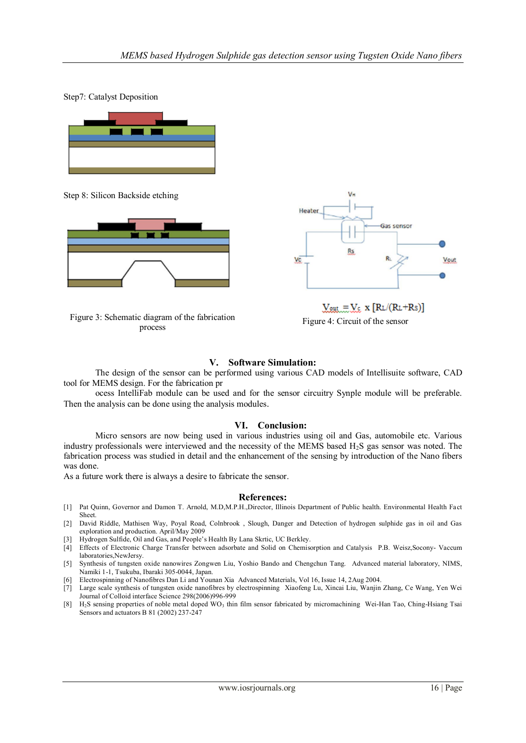Step7: Catalyst Deposition

Step 8: Silicon Backside etching

Figure 3: Schematic diagram of the fabrication process

VH

Heater

Gas sensor

Rs

Vc

RL

Vout

$V_{out} = V_c \times [R_L/(R_L+R_S)]$

Figure 4: Circuit of the sensor

## V. Software Simulation:

The design of the sensor can be performed using various CAD models of Intellisuite software, CAD tool for MEMS design. For the fabrication pr

ocess IntelliFab module can be used and for the sensor circuitry Synple module will be preferable. Then the analysis can be done using the analysis modules.

## VI. Conclusion:

Micro sensors are now being used in various industries using oil and Gas, automobile etc. Various industry professionals were interviewed and the necessity of the MEMS based $H_2S$ gas sensor was noted. The fabrication process was studied in detail and the enhancement of the sensing by introduction of the Nano fibers was done.

As a future work there is always a desire to fabricate the sensor.

## References:

[1] Pat Quinn, Governor and Damon T. Arnold, M.D,M.P.H.,Director, Illinois Department of Public health. Environmental Health Fact Sheet.

[2] David Riddle, Mathisen Way, Poyal Road, Colnbrook , Slough, Danger and Detection of hydrogen sulphide gas in oil and Gas exploration and production. April/May 2009

[3] Hydrogen Sulfide, Oil and Gas, and People's Health By Lana Skrtic, UC Berkley.

[4] Effects of Electronic Charge Transfer between adsorbate and Solid on Chemisorption and Catalysis P.B. Weisz,Socony- Vaccum laboratories,NewJersy.

[5] Synthesis of tungsten oxide nanowires Zongwen Liu, Yoshio Bando and Chengchun Tang. Advanced material laboratory, NIMS, Namiki 1-1, Tsukuba, Ibaraki 305-0044, Japan.

[6] Electrospinning of Nanofibres Dan Li and Younan Xia Advanced Materials, Vol 16, Issue 14, 2Aug 2004.

[7] Large scale synthesis of tungsten oxide nanofibres by electrospinning Xiaofeng Lu, Xincai Liu, Wanjin Zhang, Ce Wang, Yen Wei Journal of Colloid interface Science 298(2006)996-999

[8] $H_2S$ sensing properties of noble metal doped $WO_3$ thin film sensor fabricated by micromachining Wei-Han Tao, Ching-Hsiang Tsai Sensors and actuators B 81 (2002) 237-247